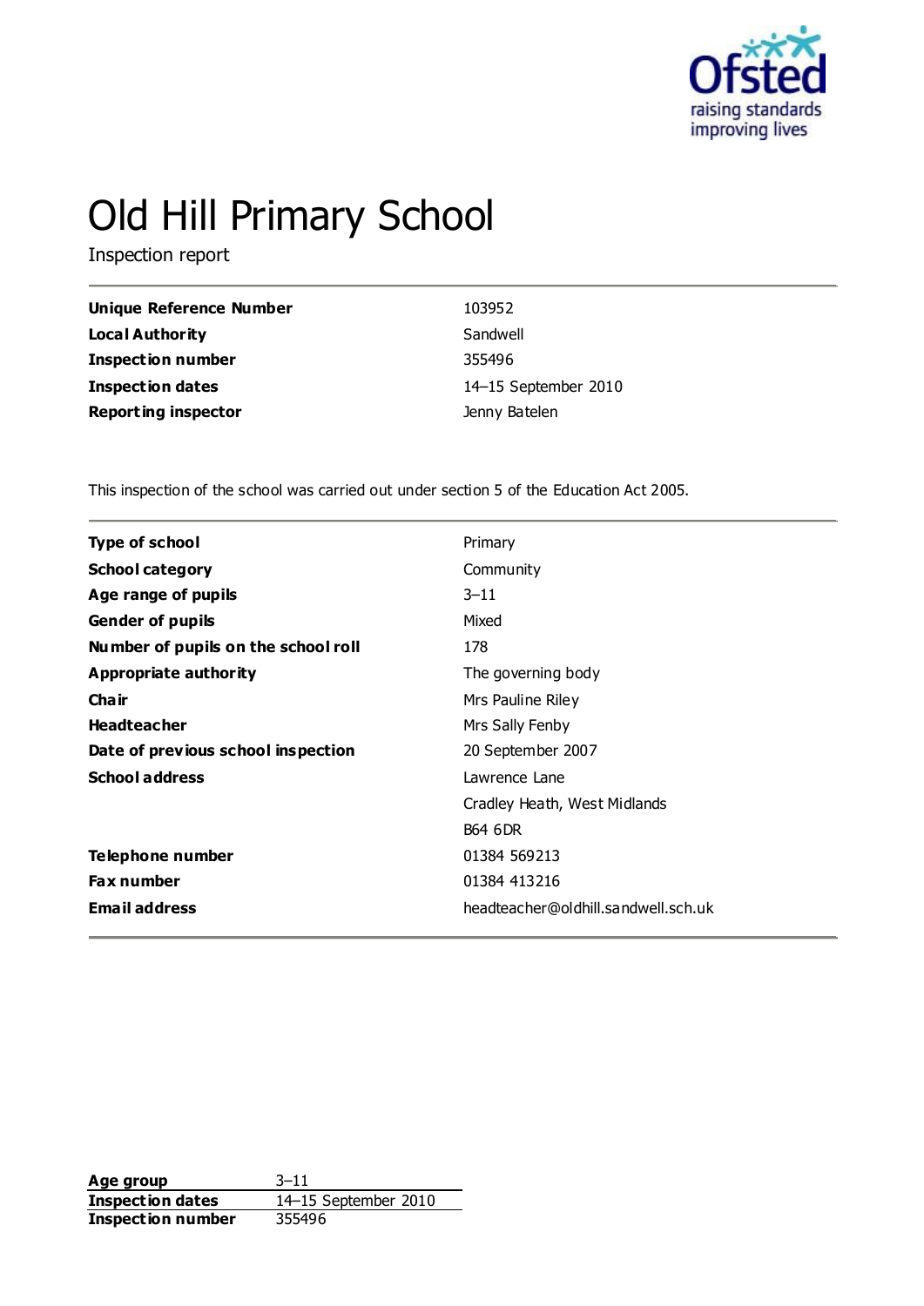# Old Hill Primary School

Inspection report

| | |
|---|---|
| **Unique Reference Number** | 103952 |
| **Local Authority** | Sandwell |
| **Inspection number** | 355496 |
| **Inspection dates** | 14–15 September 2010 |
| **Reporting inspector** | Jenny Batelen |

This inspection of the school was carried out under section 5 of the Education Act 2005.

| | |
|---|---|
| **Type of school** | Primary |
| **School category** | Community |
| **Age range of pupils** | 3–11 |
| **Gender of pupils** | Mixed |
| **Number of pupils on the school roll** | 178 |
| **Appropriate authority** | The governing body |
| **Chair** | Mrs Pauline Riley |
| **Headteacher** | Mrs Sally Fenby |
| **Date of previous school inspection** | 20 September 2007 |
| **School address** | Lawrence Lane |
| | Cradley Heath, West Midlands |
| | B64 6DR |
| **Telephone number** | 01384 569213 |
| **Fax number** | 01384 413216 |
| **Email address** | headteacher@oldhill.sandwell.sch.uk |

| | |
|---|---|
| **Age group** | 3–11 |
| **Inspection dates** | 14–15 September 2010 |
| **Inspection number** | 355496 |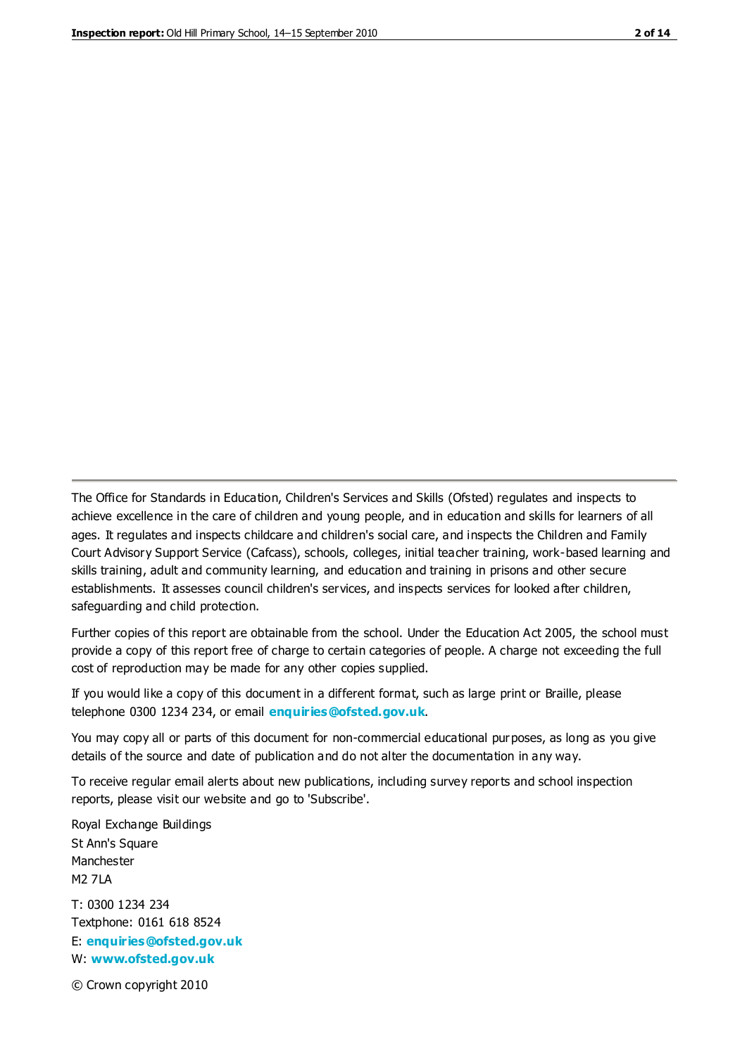The Office for Standards in Education, Children's Services and Skills (Ofsted) regulates and inspects to achieve excellence in the care of children and young people, and in education and skills for learners of all ages. It regulates and inspects childcare and children's social care, and inspects the Children and Family Court Advisory Support Service (Cafcass), schools, colleges, initial teacher training, work-based learning and skills training, adult and community learning, and education and training in prisons and other secure establishments. It assesses council children's services, and inspects services for looked after children, safeguarding and child protection.

Further copies of this report are obtainable from the school. Under the Education Act 2005, the school must provide a copy of this report free of charge to certain categories of people. A charge not exceeding the full cost of reproduction may be made for any other copies supplied.

If you would like a copy of this document in a different format, such as large print or Braille, please telephone 0300 1234 234, or email **enquiries@ofsted.gov.uk**.

You may copy all or parts of this document for non-commercial educational purposes, as long as you give details of the source and date of publication and do not alter the documentation in any way.

To receive regular email alerts about new publications, including survey reports and school inspection reports, please visit our website and go to 'Subscribe'.

Royal Exchange Buildings
St Ann's Square
Manchester
M2 7LA

T: 0300 1234 234
Textphone: 0161 618 8524
E: **enquiries@ofsted.gov.uk**
W: **www.ofsted.gov.uk**

© Crown copyright 2010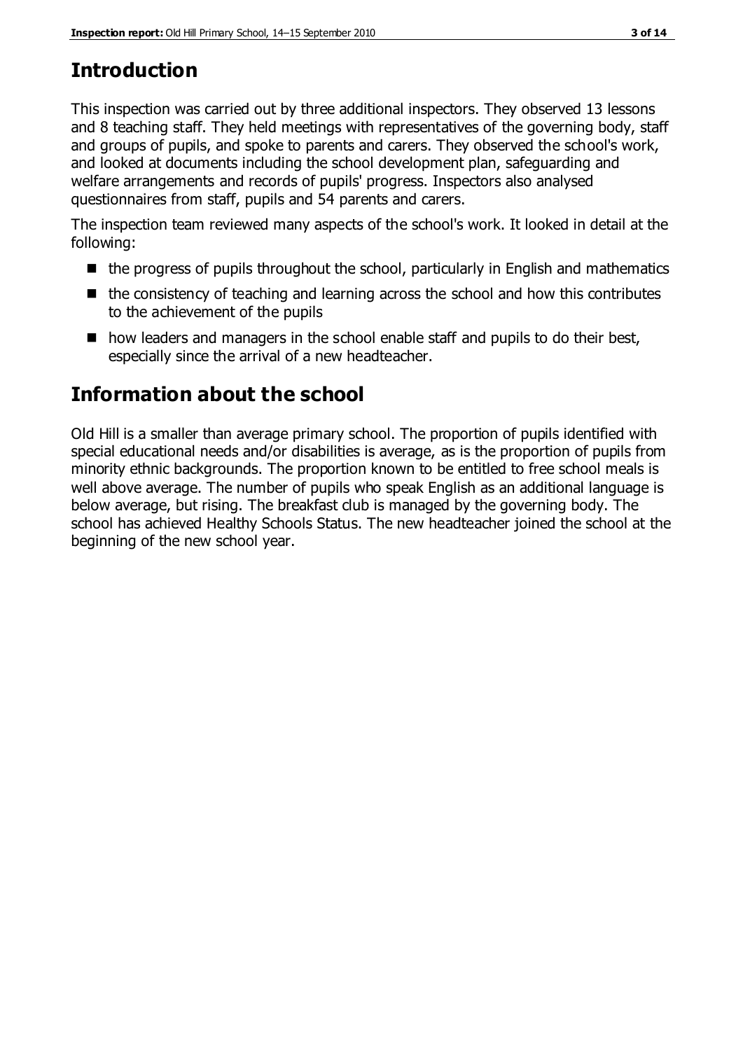# Introduction

This inspection was carried out by three additional inspectors. They observed 13 lessons and 8 teaching staff. They held meetings with representatives of the governing body, staff and groups of pupils, and spoke to parents and carers. They observed the school's work, and looked at documents including the school development plan, safeguarding and welfare arrangements and records of pupils' progress. Inspectors also analysed questionnaires from staff, pupils and 54 parents and carers.

The inspection team reviewed many aspects of the school's work. It looked in detail at the following:

- the progress of pupils throughout the school, particularly in English and mathematics
- the consistency of teaching and learning across the school and how this contributes to the achievement of the pupils
- how leaders and managers in the school enable staff and pupils to do their best, especially since the arrival of a new headteacher.

# Information about the school

Old Hill is a smaller than average primary school. The proportion of pupils identified with special educational needs and/or disabilities is average, as is the proportion of pupils from minority ethnic backgrounds. The proportion known to be entitled to free school meals is well above average. The number of pupils who speak English as an additional language is below average, but rising. The breakfast club is managed by the governing body. The school has achieved Healthy Schools Status. The new headteacher joined the school at the beginning of the new school year.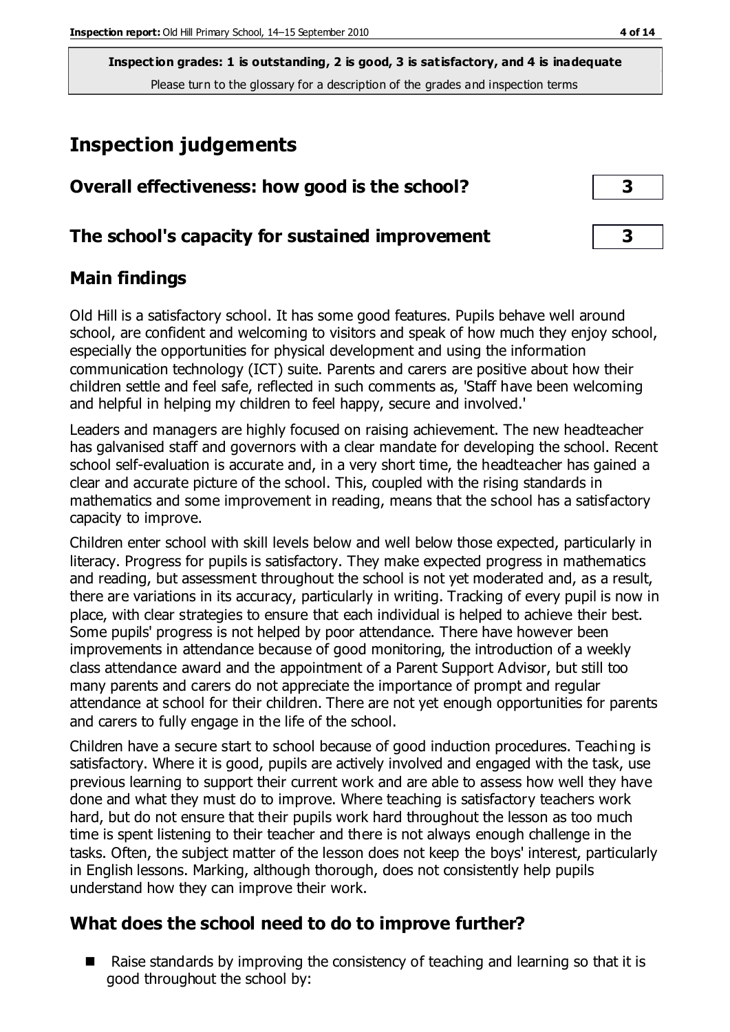**Inspection grades: 1 is outstanding, 2 is good, 3 is satisfactory, and 4 is inadequate**
Please turn to the glossary for a description of the grades and inspection terms

# Inspection judgements

## Overall effectiveness: how good is the school? — 3

## The school's capacity for sustained improvement — 3

## Main findings

Old Hill is a satisfactory school. It has some good features. Pupils behave well around school, are confident and welcoming to visitors and speak of how much they enjoy school, especially the opportunities for physical development and using the information communication technology (ICT) suite. Parents and carers are positive about how their children settle and feel safe, reflected in such comments as, 'Staff have been welcoming and helpful in helping my children to feel happy, secure and involved.'

Leaders and managers are highly focused on raising achievement. The new headteacher has galvanised staff and governors with a clear mandate for developing the school. Recent school self-evaluation is accurate and, in a very short time, the headteacher has gained a clear and accurate picture of the school. This, coupled with the rising standards in mathematics and some improvement in reading, means that the school has a satisfactory capacity to improve.

Children enter school with skill levels below and well below those expected, particularly in literacy. Progress for pupils is satisfactory. They make expected progress in mathematics and reading, but assessment throughout the school is not yet moderated and, as a result, there are variations in its accuracy, particularly in writing. Tracking of every pupil is now in place, with clear strategies to ensure that each individual is helped to achieve their best. Some pupils' progress is not helped by poor attendance. There have however been improvements in attendance because of good monitoring, the introduction of a weekly class attendance award and the appointment of a Parent Support Advisor, but still too many parents and carers do not appreciate the importance of prompt and regular attendance at school for their children. There are not yet enough opportunities for parents and carers to fully engage in the life of the school.

Children have a secure start to school because of good induction procedures. Teaching is satisfactory. Where it is good, pupils are actively involved and engaged with the task, use previous learning to support their current work and are able to assess how well they have done and what they must do to improve. Where teaching is satisfactory teachers work hard, but do not ensure that their pupils work hard throughout the lesson as too much time is spent listening to their teacher and there is not always enough challenge in the tasks. Often, the subject matter of the lesson does not keep the boys' interest, particularly in English lessons. Marking, although thorough, does not consistently help pupils understand how they can improve their work.

## What does the school need to do to improve further?

- Raise standards by improving the consistency of teaching and learning so that it is good throughout the school by: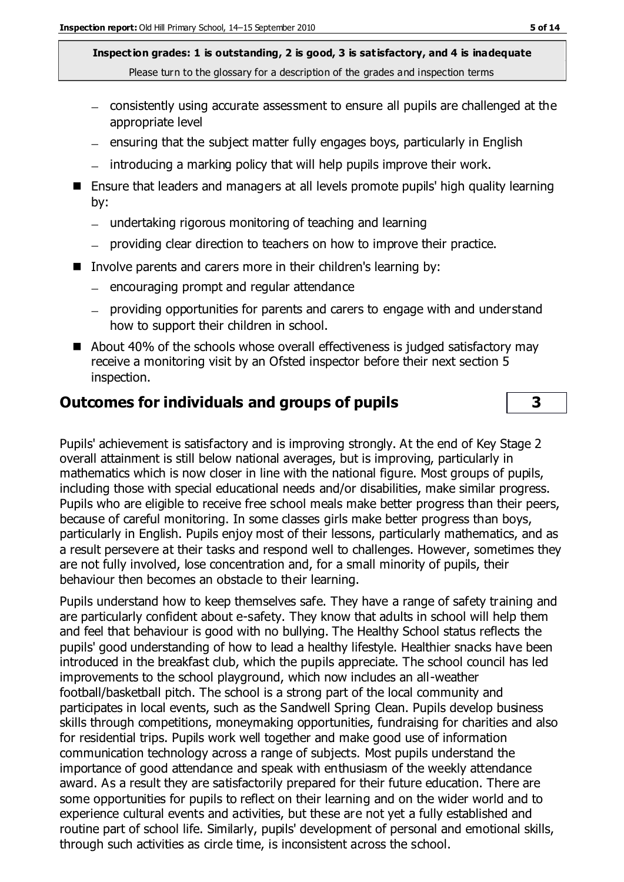**Inspection grades: 1 is outstanding, 2 is good, 3 is satisfactory, and 4 is inadequate**

Please turn to the glossary for a description of the grades and inspection terms

- consistently using accurate assessment to ensure all pupils are challenged at the appropriate level
- ensuring that the subject matter fully engages boys, particularly in English
- introducing a marking policy that will help pupils improve their work.

- Ensure that leaders and managers at all levels promote pupils' high quality learning by:
  - undertaking rigorous monitoring of teaching and learning
  - providing clear direction to teachers on how to improve their practice.
- Involve parents and carers more in their children's learning by:
  - encouraging prompt and regular attendance
  - providing opportunities for parents and carers to engage with and understand how to support their children in school.
- About 40% of the schools whose overall effectiveness is judged satisfactory may receive a monitoring visit by an Ofsted inspector before their next section 5 inspection.

## Outcomes for individuals and groups of pupils — 3

Pupils' achievement is satisfactory and is improving strongly. At the end of Key Stage 2 overall attainment is still below national averages, but is improving, particularly in mathematics which is now closer in line with the national figure. Most groups of pupils, including those with special educational needs and/or disabilities, make similar progress. Pupils who are eligible to receive free school meals make better progress than their peers, because of careful monitoring. In some classes girls make better progress than boys, particularly in English. Pupils enjoy most of their lessons, particularly mathematics, and as a result persevere at their tasks and respond well to challenges. However, sometimes they are not fully involved, lose concentration and, for a small minority of pupils, their behaviour then becomes an obstacle to their learning.

Pupils understand how to keep themselves safe. They have a range of safety training and are particularly confident about e-safety. They know that adults in school will help them and feel that behaviour is good with no bullying. The Healthy School status reflects the pupils' good understanding of how to lead a healthy lifestyle. Healthier snacks have been introduced in the breakfast club, which the pupils appreciate. The school council has led improvements to the school playground, which now includes an all-weather football/basketball pitch. The school is a strong part of the local community and participates in local events, such as the Sandwell Spring Clean. Pupils develop business skills through competitions, moneymaking opportunities, fundraising for charities and also for residential trips. Pupils work well together and make good use of information communication technology across a range of subjects. Most pupils understand the importance of good attendance and speak with enthusiasm of the weekly attendance award. As a result they are satisfactorily prepared for their future education. There are some opportunities for pupils to reflect on their learning and on the wider world and to experience cultural events and activities, but these are not yet a fully established and routine part of school life. Similarly, pupils' development of personal and emotional skills, through such activities as circle time, is inconsistent across the school.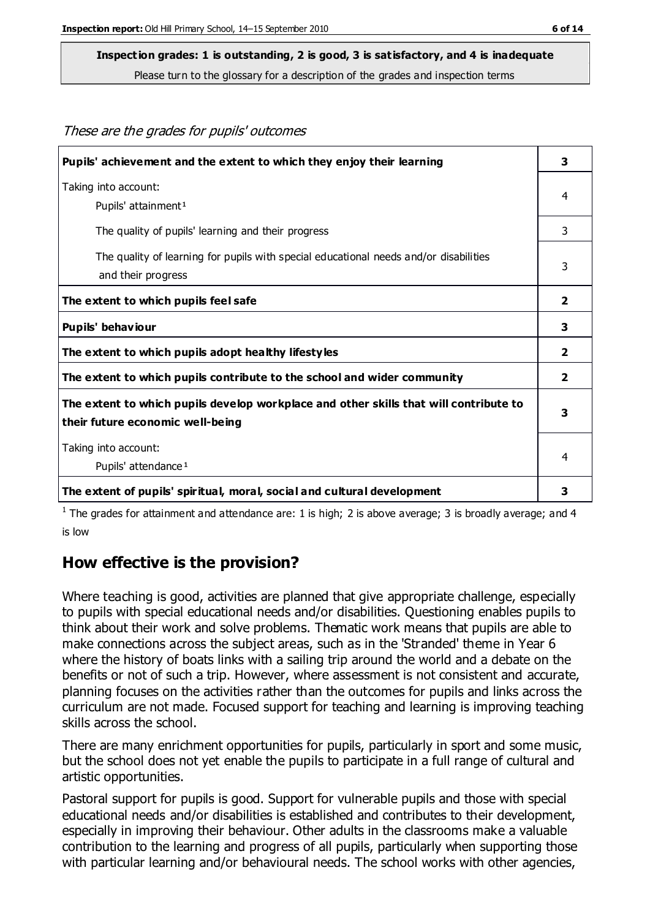**Inspection grades: 1 is outstanding, 2 is good, 3 is satisfactory, and 4 is inadequate**
Please turn to the glossary for a description of the grades and inspection terms

*These are the grades for pupils' outcomes*

| | |
|---|---|
| **Pupils' achievement and the extent to which they enjoy their learning** | **3** |
| Taking into account: Pupils' attainment[1] | 4 |
| The quality of pupils' learning and their progress | 3 |
| The quality of learning for pupils with special educational needs and/or disabilities and their progress | 3 |
| **The extent to which pupils feel safe** | **2** |
| **Pupils' behaviour** | **3** |
| **The extent to which pupils adopt healthy lifestyles** | **2** |
| **The extent to which pupils contribute to the school and wider community** | **2** |
| **The extent to which pupils develop workplace and other skills that will contribute to their future economic well-being** | **3** |
| Taking into account: Pupils' attendance[1] | 4 |
| **The extent of pupils' spiritual, moral, social and cultural development** | **3** |

[1] The grades for attainment and attendance are: 1 is high; 2 is above average; 3 is broadly average; and 4 is low

## How effective is the provision?

Where teaching is good, activities are planned that give appropriate challenge, especially to pupils with special educational needs and/or disabilities. Questioning enables pupils to think about their work and solve problems. Thematic work means that pupils are able to make connections across the subject areas, such as in the 'Stranded' theme in Year 6 where the history of boats links with a sailing trip around the world and a debate on the benefits or not of such a trip. However, where assessment is not consistent and accurate, planning focuses on the activities rather than the outcomes for pupils and links across the curriculum are not made. Focused support for teaching and learning is improving teaching skills across the school.

There are many enrichment opportunities for pupils, particularly in sport and some music, but the school does not yet enable the pupils to participate in a full range of cultural and artistic opportunities.

Pastoral support for pupils is good. Support for vulnerable pupils and those with special educational needs and/or disabilities is established and contributes to their development, especially in improving their behaviour. Other adults in the classrooms make a valuable contribution to the learning and progress of all pupils, particularly when supporting those with particular learning and/or behavioural needs. The school works with other agencies,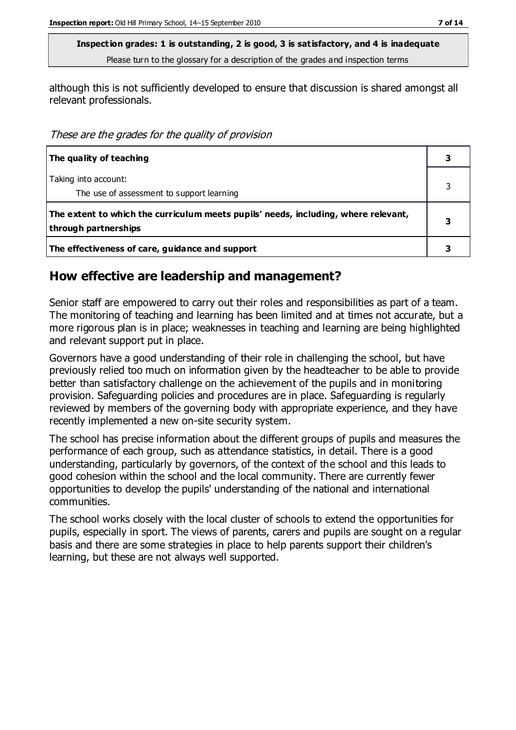although this is not sufficiently developed to ensure that discussion is shared amongst all relevant professionals.

*These are the grades for the quality of provision*

| | |
|---|---|
| **The quality of teaching** | **3** |
| Taking into account:<br>The use of assessment to support learning | 3 |
| **The extent to which the curriculum meets pupils' needs, including, where relevant, through partnerships** | **3** |
| **The effectiveness of care, guidance and support** | **3** |

## How effective are leadership and management?

Senior staff are empowered to carry out their roles and responsibilities as part of a team. The monitoring of teaching and learning has been limited and at times not accurate, but a more rigorous plan is in place; weaknesses in teaching and learning are being highlighted and relevant support put in place.

Governors have a good understanding of their role in challenging the school, but have previously relied too much on information given by the headteacher to be able to provide better than satisfactory challenge on the achievement of the pupils and in monitoring provision. Safeguarding policies and procedures are in place. Safeguarding is regularly reviewed by members of the governing body with appropriate experience, and they have recently implemented a new on-site security system.

The school has precise information about the different groups of pupils and measures the performance of each group, such as attendance statistics, in detail. There is a good understanding, particularly by governors, of the context of the school and this leads to good cohesion within the school and the local community. There are currently fewer opportunities to develop the pupils' understanding of the national and international communities.

The school works closely with the local cluster of schools to extend the opportunities for pupils, especially in sport. The views of parents, carers and pupils are sought on a regular basis and there are some strategies in place to help parents support their children's learning, but these are not always well supported.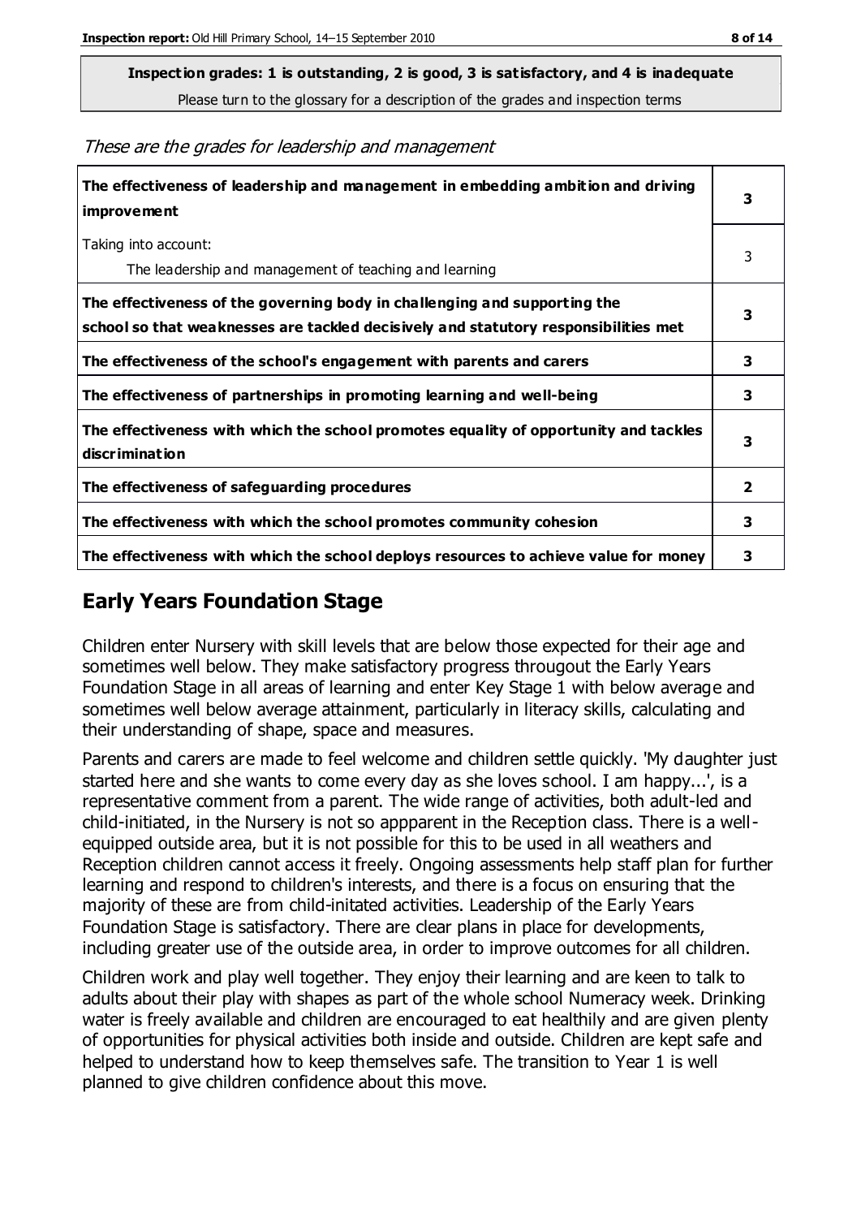**Inspection grades: 1 is outstanding, 2 is good, 3 is satisfactory, and 4 is inadequate**
Please turn to the glossary for a description of the grades and inspection terms

*These are the grades for leadership and management*

| | |
|---|---|
| **The effectiveness of leadership and management in embedding ambition and driving improvement** | **3** |
| Taking into account: The leadership and management of teaching and learning | 3 |
| **The effectiveness of the governing body in challenging and supporting the school so that weaknesses are tackled decisively and statutory responsibilities met** | **3** |
| **The effectiveness of the school's engagement with parents and carers** | **3** |
| **The effectiveness of partnerships in promoting learning and well-being** | **3** |
| **The effectiveness with which the school promotes equality of opportunity and tackles discrimination** | **3** |
| **The effectiveness of safeguarding procedures** | **2** |
| **The effectiveness with which the school promotes community cohesion** | **3** |
| **The effectiveness with which the school deploys resources to achieve value for money** | **3** |

## Early Years Foundation Stage

Children enter Nursery with skill levels that are below those expected for their age and sometimes well below. They make satisfactory progress througout the Early Years Foundation Stage in all areas of learning and enter Key Stage 1 with below average and sometimes well below average attainment, particularly in literacy skills, calculating and their understanding of shape, space and measures.

Parents and carers are made to feel welcome and children settle quickly. 'My daughter just started here and she wants to come every day as she loves school. I am happy...', is a representative comment from a parent. The wide range of activities, both adult-led and child-initiated, in the Nursery is not so appparent in the Reception class. There is a well-equipped outside area, but it is not possible for this to be used in all weathers and Reception children cannot access it freely. Ongoing assessments help staff plan for further learning and respond to children's interests, and there is a focus on ensuring that the majority of these are from child-initated activities. Leadership of the Early Years Foundation Stage is satisfactory. There are clear plans in place for developments, including greater use of the outside area, in order to improve outcomes for all children.

Children work and play well together. They enjoy their learning and are keen to talk to adults about their play with shapes as part of the whole school Numeracy week. Drinking water is freely available and children are encouraged to eat healthily and are given plenty of opportunities for physical activities both inside and outside. Children are kept safe and helped to understand how to keep themselves safe. The transition to Year 1 is well planned to give children confidence about this move.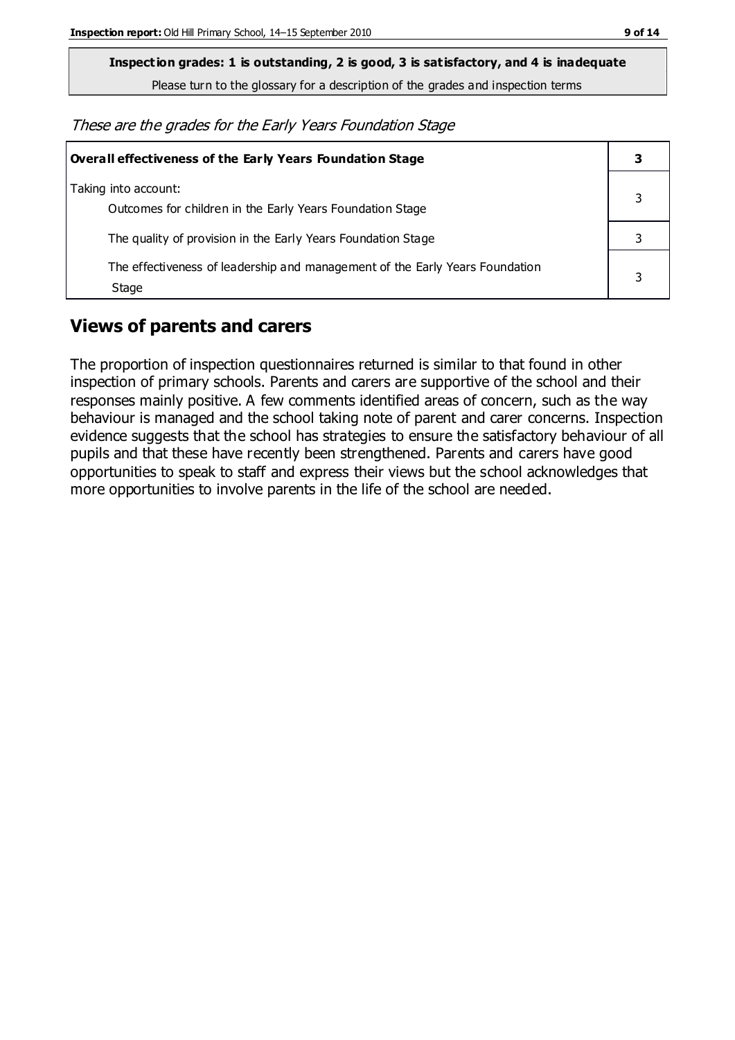**Inspection grades: 1 is outstanding, 2 is good, 3 is satisfactory, and 4 is inadequate**

Please turn to the glossary for a description of the grades and inspection terms

*These are the grades for the Early Years Foundation Stage*

| **Overall effectiveness of the Early Years Foundation Stage** | **3** |
|---|---|
| Taking into account:<br>Outcomes for children in the Early Years Foundation Stage | 3 |
| The quality of provision in the Early Years Foundation Stage | 3 |
| The effectiveness of leadership and management of the Early Years Foundation Stage | 3 |

## Views of parents and carers

The proportion of inspection questionnaires returned is similar to that found in other inspection of primary schools. Parents and carers are supportive of the school and their responses mainly positive. A few comments identified areas of concern, such as the way behaviour is managed and the school taking note of parent and carer concerns. Inspection evidence suggests that the school has strategies to ensure the satisfactory behaviour of all pupils and that these have recently been strengthened. Parents and carers have good opportunities to speak to staff and express their views but the school acknowledges that more opportunities to involve parents in the life of the school are needed.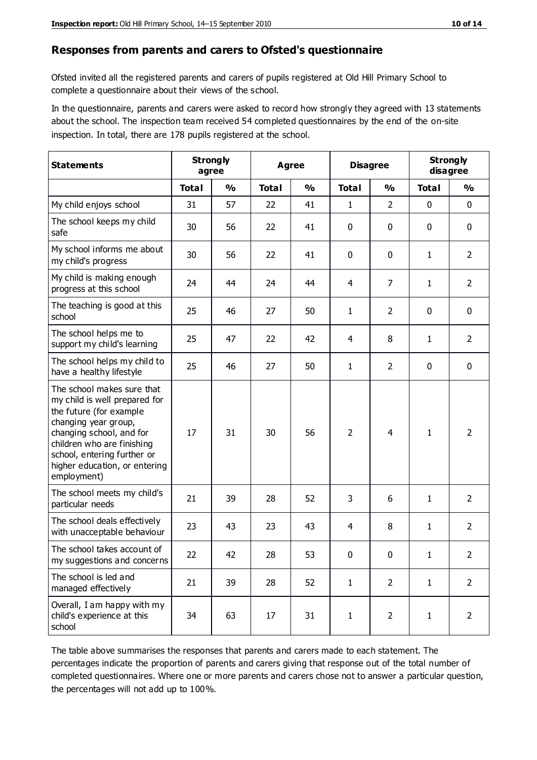## Responses from parents and carers to Ofsted's questionnaire

Ofsted invited all the registered parents and carers of pupils registered at Old Hill Primary School to complete a questionnaire about their views of the school.

In the questionnaire, parents and carers were asked to record how strongly they agreed with 13 statements about the school. The inspection team received 54 completed questionnaires by the end of the on-site inspection. In total, there are 178 pupils registered at the school.

| Statements | Strongly agree | | Agree | | Disagree | | Strongly disagree | |
|---|---|---|---|---|---|---|---|---|
| | Total | % | Total | % | Total | % | Total | % |
| My child enjoys school | 31 | 57 | 22 | 41 | 1 | 2 | 0 | 0 |
| The school keeps my child safe | 30 | 56 | 22 | 41 | 0 | 0 | 0 | 0 |
| My school informs me about my child's progress | 30 | 56 | 22 | 41 | 0 | 0 | 1 | 2 |
| My child is making enough progress at this school | 24 | 44 | 24 | 44 | 4 | 7 | 1 | 2 |
| The teaching is good at this school | 25 | 46 | 27 | 50 | 1 | 2 | 0 | 0 |
| The school helps me to support my child's learning | 25 | 47 | 22 | 42 | 4 | 8 | 1 | 2 |
| The school helps my child to have a healthy lifestyle | 25 | 46 | 27 | 50 | 1 | 2 | 0 | 0 |
| The school makes sure that my child is well prepared for the future (for example changing year group, changing school, and for children who are finishing school, entering further or higher education, or entering employment) | 17 | 31 | 30 | 56 | 2 | 4 | 1 | 2 |
| The school meets my child's particular needs | 21 | 39 | 28 | 52 | 3 | 6 | 1 | 2 |
| The school deals effectively with unacceptable behaviour | 23 | 43 | 23 | 43 | 4 | 8 | 1 | 2 |
| The school takes account of my suggestions and concerns | 22 | 42 | 28 | 53 | 0 | 0 | 1 | 2 |
| The school is led and managed effectively | 21 | 39 | 28 | 52 | 1 | 2 | 1 | 2 |
| Overall, I am happy with my child's experience at this school | 34 | 63 | 17 | 31 | 1 | 2 | 1 | 2 |

The table above summarises the responses that parents and carers made to each statement. The percentages indicate the proportion of parents and carers giving that response out of the total number of completed questionnaires. Where one or more parents and carers chose not to answer a particular question, the percentages will not add up to 100%.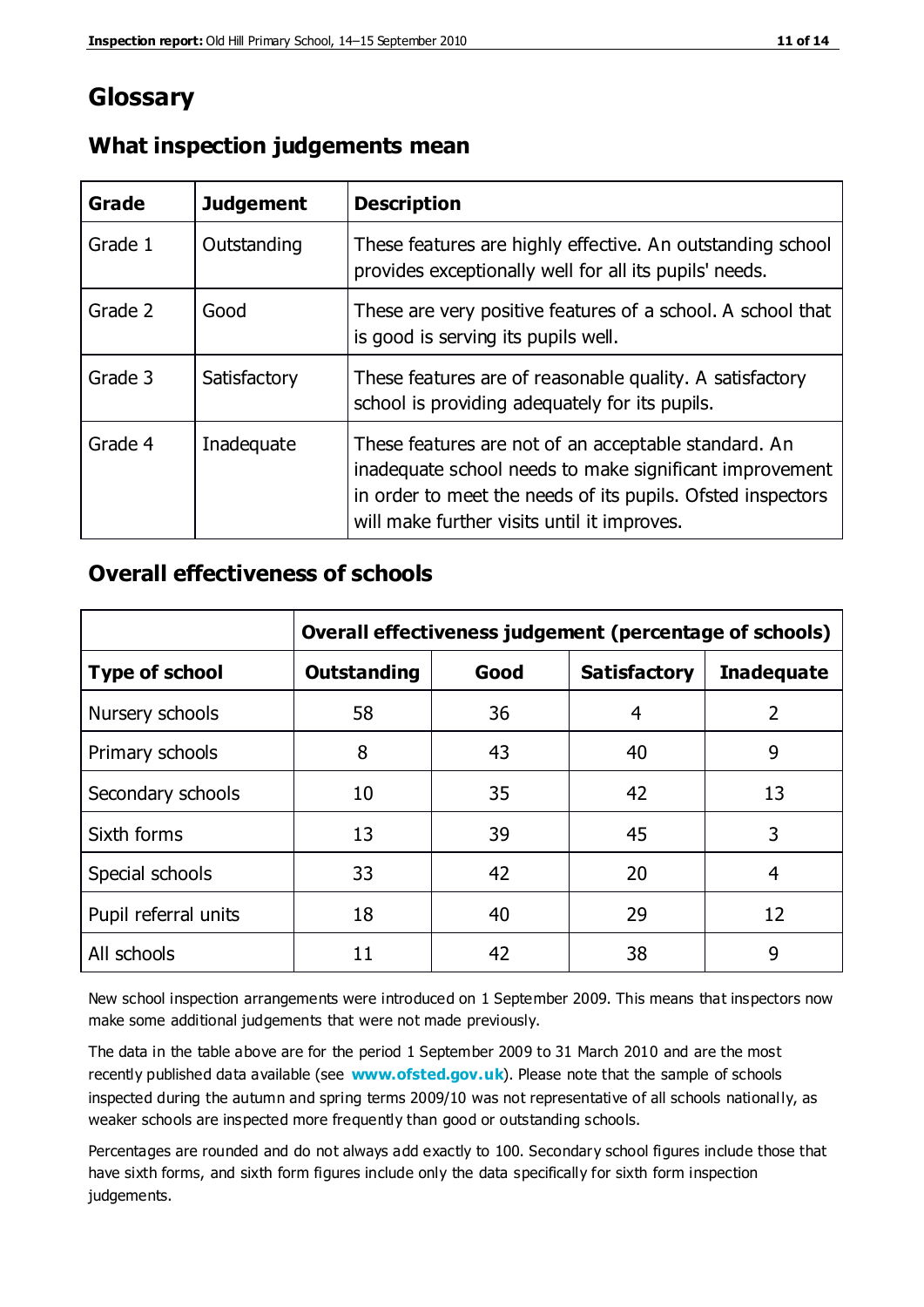# Glossary

## What inspection judgements mean

| Grade | Judgement | Description |
| --- | --- | --- |
| Grade 1 | Outstanding | These features are highly effective. An outstanding school provides exceptionally well for all its pupils' needs. |
| Grade 2 | Good | These are very positive features of a school. A school that is good is serving its pupils well. |
| Grade 3 | Satisfactory | These features are of reasonable quality. A satisfactory school is providing adequately for its pupils. |
| Grade 4 | Inadequate | These features are not of an acceptable standard. An inadequate school needs to make significant improvement in order to meet the needs of its pupils. Ofsted inspectors will make further visits until it improves. |

## Overall effectiveness of schools

| | Overall effectiveness judgement (percentage of schools) | | | |
| --- | --- | --- | --- | --- |
| **Type of school** | **Outstanding** | **Good** | **Satisfactory** | **Inadequate** |
| Nursery schools | 58 | 36 | 4 | 2 |
| Primary schools | 8 | 43 | 40 | 9 |
| Secondary schools | 10 | 35 | 42 | 13 |
| Sixth forms | 13 | 39 | 45 | 3 |
| Special schools | 33 | 42 | 20 | 4 |
| Pupil referral units | 18 | 40 | 29 | 12 |
| All schools | 11 | 42 | 38 | 9 |

New school inspection arrangements were introduced on 1 September 2009. This means that inspectors now make some additional judgements that were not made previously.

The data in the table above are for the period 1 September 2009 to 31 March 2010 and are the most recently published data available (see **www.ofsted.gov.uk**). Please note that the sample of schools inspected during the autumn and spring terms 2009/10 was not representative of all schools nationally, as weaker schools are inspected more frequently than good or outstanding schools.

Percentages are rounded and do not always add exactly to 100. Secondary school figures include those that have sixth forms, and sixth form figures include only the data specifically for sixth form inspection judgements.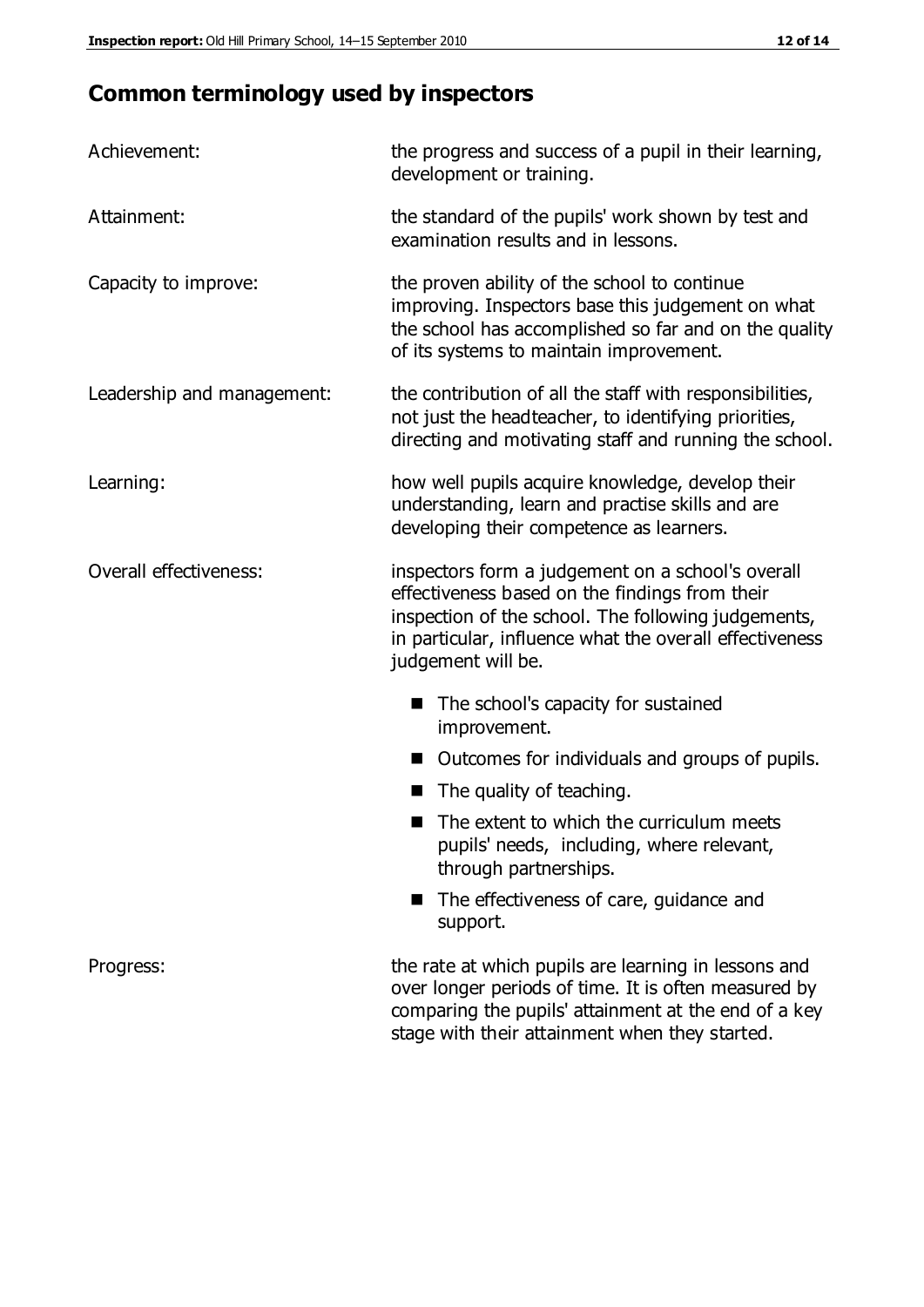## Common terminology used by inspectors

| | |
|---|---|
| Achievement: | the progress and success of a pupil in their learning, development or training. |
| Attainment: | the standard of the pupils' work shown by test and examination results and in lessons. |
| Capacity to improve: | the proven ability of the school to continue improving. Inspectors base this judgement on what the school has accomplished so far and on the quality of its systems to maintain improvement. |
| Leadership and management: | the contribution of all the staff with responsibilities, not just the headteacher, to identifying priorities, directing and motivating staff and running the school. |
| Learning: | how well pupils acquire knowledge, develop their understanding, learn and practise skills and are developing their competence as learners. |
| Overall effectiveness: | inspectors form a judgement on a school's overall effectiveness based on the findings from their inspection of the school. The following judgements, in particular, influence what the overall effectiveness judgement will be. |

- The school's capacity for sustained improvement.
- Outcomes for individuals and groups of pupils.
- The quality of teaching.
- The extent to which the curriculum meets pupils' needs, including, where relevant, through partnerships.
- The effectiveness of care, guidance and support.

| | |
|---|---|
| Progress: | the rate at which pupils are learning in lessons and over longer periods of time. It is often measured by comparing the pupils' attainment at the end of a key stage with their attainment when they started. |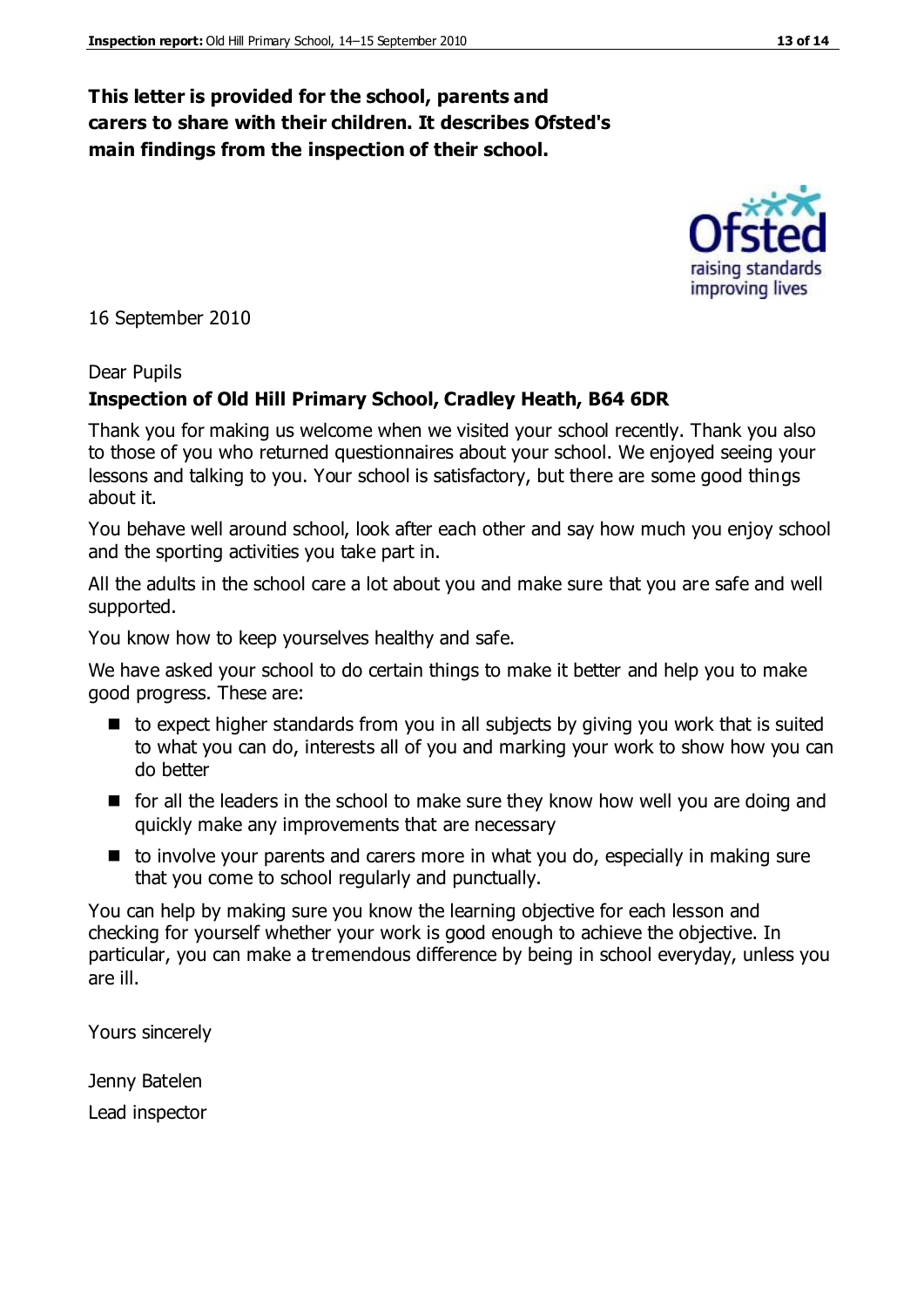**This letter is provided for the school, parents and carers to share with their children. It describes Ofsted's main findings from the inspection of their school.**

16 September 2010

Dear Pupils

**Inspection of Old Hill Primary School, Cradley Heath, B64 6DR**

Thank you for making us welcome when we visited your school recently. Thank you also to those of you who returned questionnaires about your school. We enjoyed seeing your lessons and talking to you. Your school is satisfactory, but there are some good things about it.

You behave well around school, look after each other and say how much you enjoy school and the sporting activities you take part in.

All the adults in the school care a lot about you and make sure that you are safe and well supported.

You know how to keep yourselves healthy and safe.

We have asked your school to do certain things to make it better and help you to make good progress. These are:

- to expect higher standards from you in all subjects by giving you work that is suited to what you can do, interests all of you and marking your work to show how you can do better
- for all the leaders in the school to make sure they know how well you are doing and quickly make any improvements that are necessary
- to involve your parents and carers more in what you do, especially in making sure that you come to school regularly and punctually.

You can help by making sure you know the learning objective for each lesson and checking for yourself whether your work is good enough to achieve the objective. In particular, you can make a tremendous difference by being in school everyday, unless you are ill.

Yours sincerely

Jenny Batelen

Lead inspector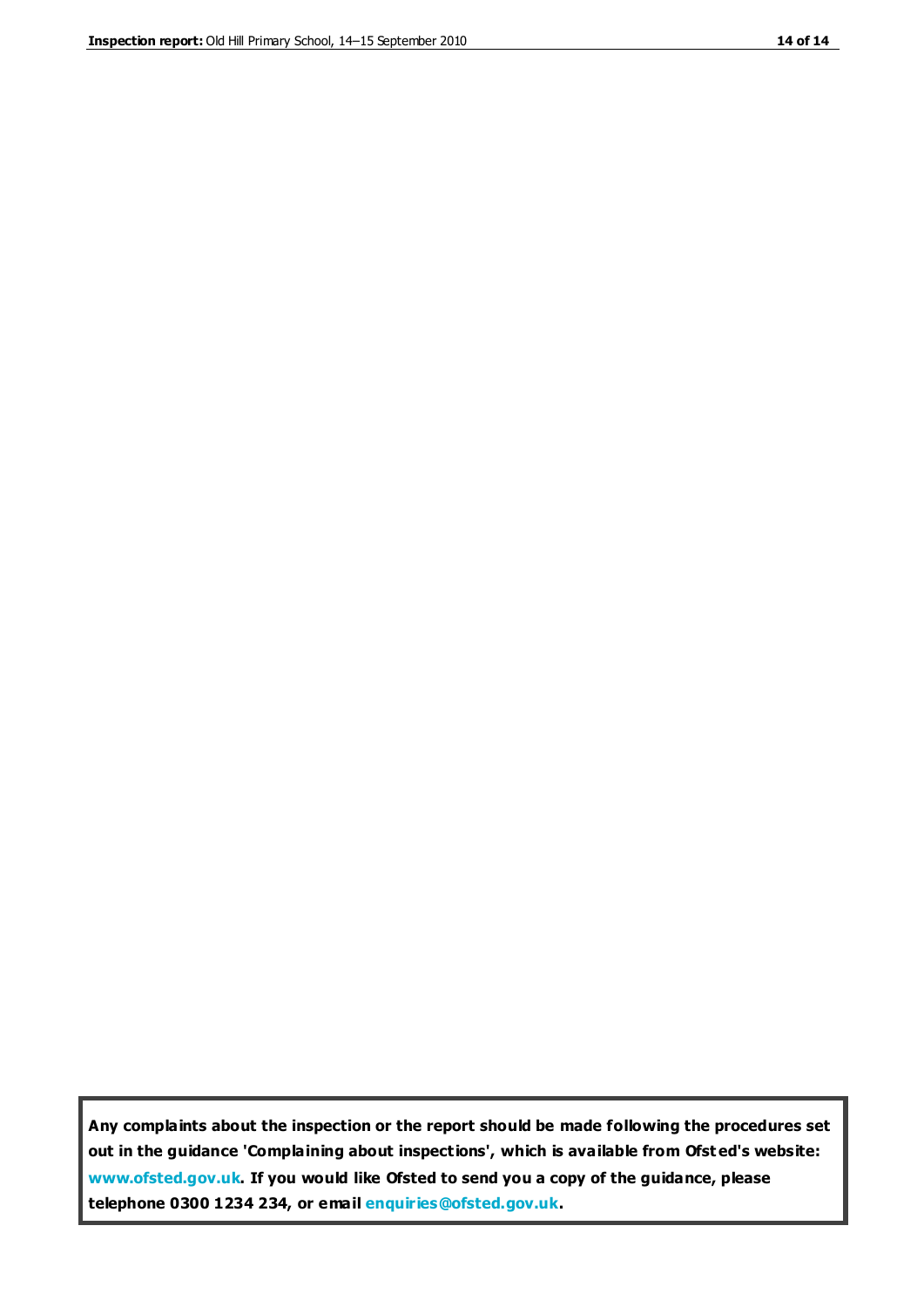**Any complaints about the inspection or the report should be made following the procedures set out in the guidance 'Complaining about inspections', which is available from Ofsted's website: www.ofsted.gov.uk. If you would like Ofsted to send you a copy of the guidance, please telephone 0300 1234 234, or email enquiries@ofsted.gov.uk.**